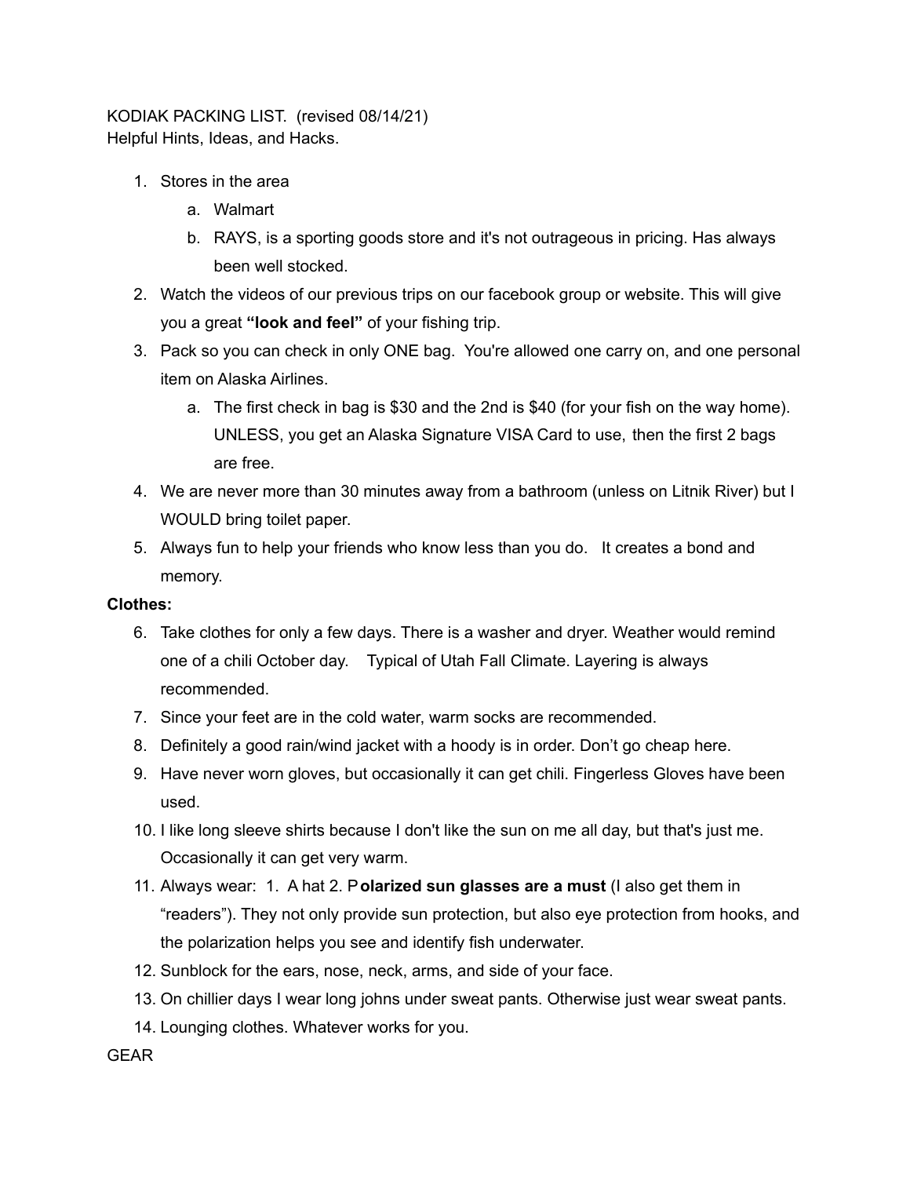KODIAK PACKING LIST. (revised 08/14/21)
Helpful Hints, Ideas, and Hacks.

1. Stores in the area
   a. Walmart
   b. RAYS, is a sporting goods store and it's not outrageous in pricing. Has always been well stocked.
2. Watch the videos of our previous trips on our facebook group or website. This will give you a great **"look and feel"** of your fishing trip.
3. Pack so you can check in only ONE bag. You're allowed one carry on, and one personal item on Alaska Airlines.
   a. The first check in bag is $30 and the 2nd is $40 (for your fish on the way home). UNLESS, you get an Alaska Signature VISA Card to use, then the first 2 bags are free.
4. We are never more than 30 minutes away from a bathroom (unless on Litnik River) but I WOULD bring toilet paper.
5. Always fun to help your friends who know less than you do. It creates a bond and memory.

**Clothes:**

6. Take clothes for only a few days. There is a washer and dryer. Weather would remind one of a chili October day. Typical of Utah Fall Climate. Layering is always recommended.
7. Since your feet are in the cold water, warm socks are recommended.
8. Definitely a good rain/wind jacket with a hoody is in order. Don't go cheap here.
9. Have never worn gloves, but occasionally it can get chili. Fingerless Gloves have been used.
10. I like long sleeve shirts because I don't like the sun on me all day, but that's just me. Occasionally it can get very warm.
11. Always wear: 1. A hat 2. P**olarized sun glasses are a must** (I also get them in "readers"). They not only provide sun protection, but also eye protection from hooks, and the polarization helps you see and identify fish underwater.
12. Sunblock for the ears, nose, neck, arms, and side of your face.
13. On chillier days I wear long johns under sweat pants. Otherwise just wear sweat pants.
14. Lounging clothes. Whatever works for you.

GEAR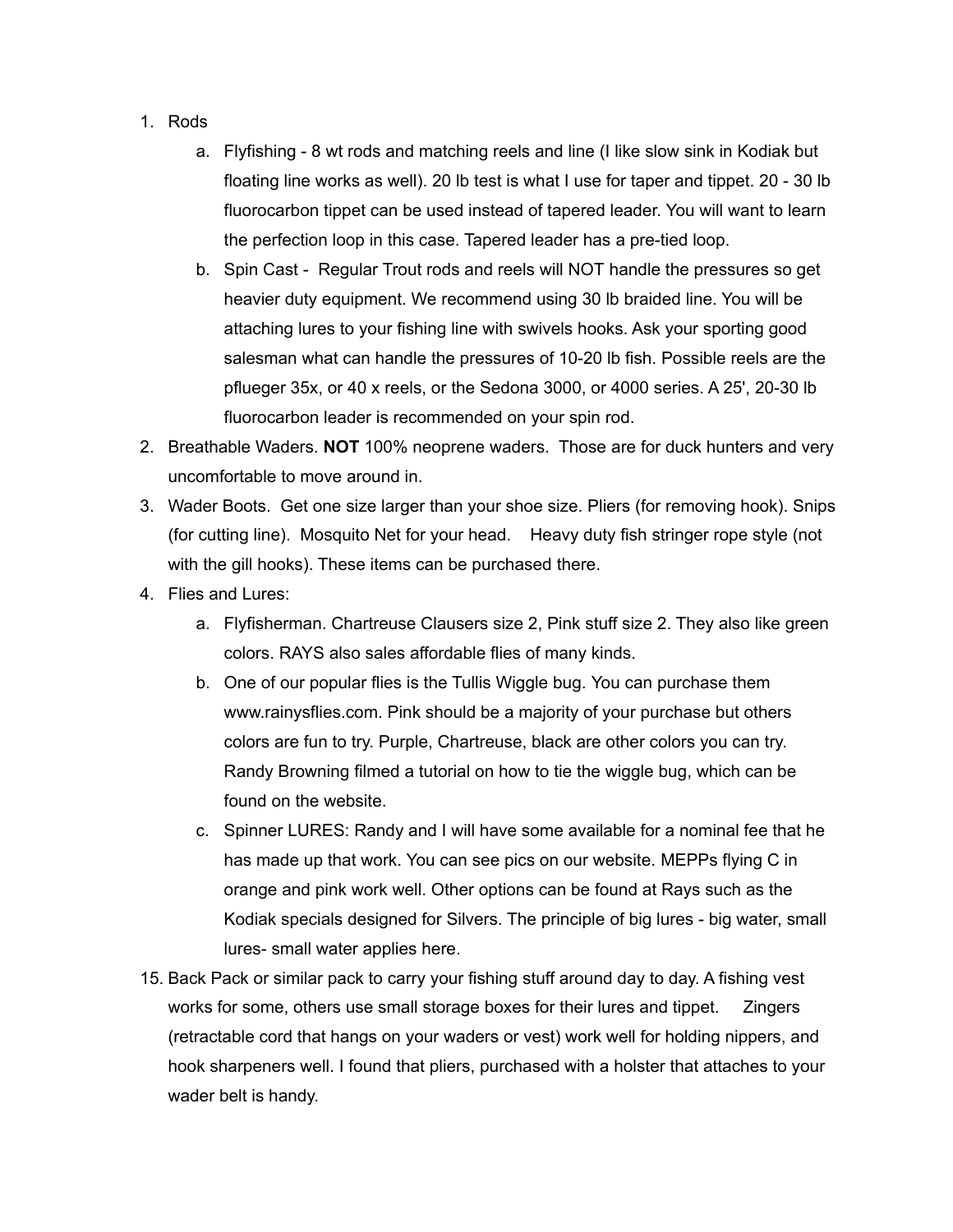1. Rods
    a. Flyfishing - 8 wt rods and matching reels and line (I like slow sink in Kodiak but floating line works as well). 20 lb test is what I use for taper and tippet. 20 - 30 lb fluorocarbon tippet can be used instead of tapered leader. You will want to learn the perfection loop in this case. Tapered leader has a pre-tied loop.
    b. Spin Cast - Regular Trout rods and reels will NOT handle the pressures so get heavier duty equipment. We recommend using 30 lb braided line. You will be attaching lures to your fishing line with swivels hooks. Ask your sporting good salesman what can handle the pressures of 10-20 lb fish. Possible reels are the pflueger 35x, or 40 x reels, or the Sedona 3000, or 4000 series. A 25', 20-30 lb fluorocarbon leader is recommended on your spin rod.
2. Breathable Waders. **NOT** 100% neoprene waders. Those are for duck hunters and very uncomfortable to move around in.
3. Wader Boots. Get one size larger than your shoe size. Pliers (for removing hook). Snips (for cutting line). Mosquito Net for your head. Heavy duty fish stringer rope style (not with the gill hooks). These items can be purchased there.
4. Flies and Lures:
    a. Flyfisherman. Chartreuse Clausers size 2, Pink stuff size 2. They also like green colors. RAYS also sales affordable flies of many kinds.
    b. One of our popular flies is the Tullis Wiggle bug. You can purchase them www.rainysflies.com. Pink should be a majority of your purchase but others colors are fun to try. Purple, Chartreuse, black are other colors you can try. Randy Browning filmed a tutorial on how to tie the wiggle bug, which can be found on the website.
    c. Spinner LURES: Randy and I will have some available for a nominal fee that he has made up that work. You can see pics on our website. MEPPs flying C in orange and pink work well. Other options can be found at Rays such as the Kodiak specials designed for Silvers. The principle of big lures - big water, small lures- small water applies here.

15. Back Pack or similar pack to carry your fishing stuff around day to day. A fishing vest works for some, others use small storage boxes for their lures and tippet. Zingers (retractable cord that hangs on your waders or vest) work well for holding nippers, and hook sharpeners well. I found that pliers, purchased with a holster that attaches to your wader belt is handy.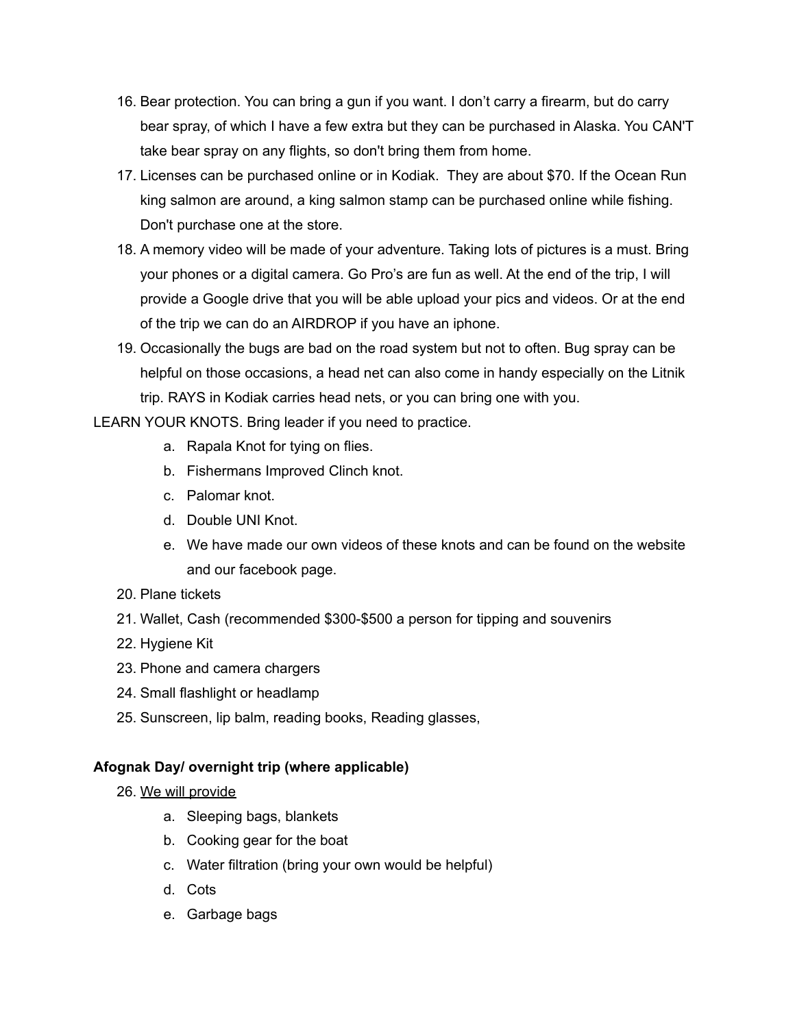16. Bear protection. You can bring a gun if you want. I don't carry a firearm, but do carry bear spray, of which I have a few extra but they can be purchased in Alaska. You CAN'T take bear spray on any flights, so don't bring them from home.
17. Licenses can be purchased online or in Kodiak. They are about $70. If the Ocean Run king salmon are around, a king salmon stamp can be purchased online while fishing. Don't purchase one at the store.
18. A memory video will be made of your adventure. Taking lots of pictures is a must. Bring your phones or a digital camera. Go Pro's are fun as well. At the end of the trip, I will provide a Google drive that you will be able upload your pics and videos. Or at the end of the trip we can do an AIRDROP if you have an iphone.
19. Occasionally the bugs are bad on the road system but not to often. Bug spray can be helpful on those occasions, a head net can also come in handy especially on the Litnik trip. RAYS in Kodiak carries head nets, or you can bring one with you.

LEARN YOUR KNOTS. Bring leader if you need to practice.

   a. Rapala Knot for tying on flies.
   b. Fishermans Improved Clinch knot.
   c. Palomar knot.
   d. Double UNI Knot.
   e. We have made our own videos of these knots and can be found on the website and our facebook page.

20. Plane tickets
21. Wallet, Cash (recommended $300-$500 a person for tipping and souvenirs
22. Hygiene Kit
23. Phone and camera chargers
24. Small flashlight or headlamp
25. Sunscreen, lip balm, reading books, Reading glasses,

**Afognak Day/ overnight trip (where applicable)**

26. <u>We will provide</u>
   a. Sleeping bags, blankets
   b. Cooking gear for the boat
   c. Water filtration (bring your own would be helpful)
   d. Cots
   e. Garbage bags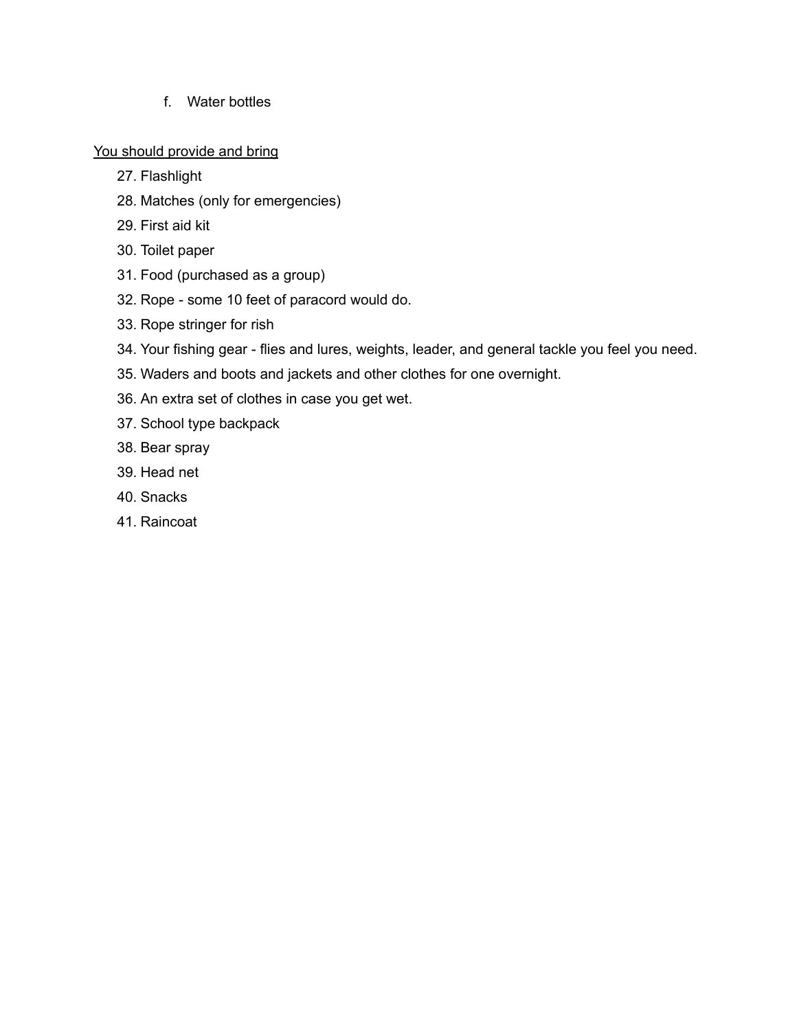f. Water bottles

<u>You should provide and bring</u>

27. Flashlight
28. Matches (only for emergencies)
29. First aid kit
30. Toilet paper
31. Food (purchased as a group)
32. Rope - some 10 feet of paracord would do.
33. Rope stringer for rish
34. Your fishing gear - flies and lures, weights, leader, and general tackle you feel you need.
35. Waders and boots and jackets and other clothes for one overnight.
36. An extra set of clothes in case you get wet.
37. School type backpack
38. Bear spray
39. Head net
40. Snacks
41. Raincoat